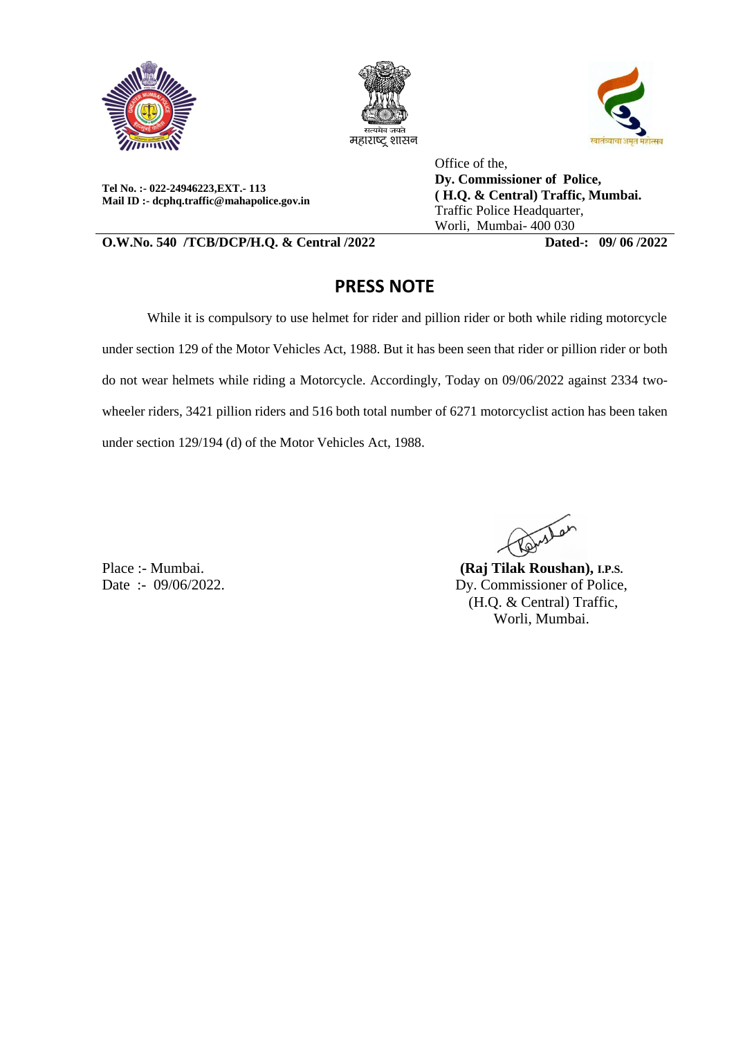सत्यमेव जयते
महाराष्ट्र शासन

**Tel No. :- 022-24946223,EXT.- 113**
**Mail ID :- dcphq.traffic@mahapolice.gov.in**

Office of the,
**Dy. Commissioner of Police,**
**( H.Q. & Central) Traffic, Mumbai.**
Traffic Police Headquarter,
Worli, Mumbai- 400 030

**O.W.No. 540 /TCB/DCP/H.Q. & Central /2022** **Dated-: 09/ 06 /2022**

## PRESS NOTE

While it is compulsory to use helmet for rider and pillion rider or both while riding motorcycle under section 129 of the Motor Vehicles Act, 1988. But it has been seen that rider or pillion rider or both do not wear helmets while riding a Motorcycle. Accordingly, Today on 09/06/2022 against 2334 two-wheeler riders, 3421 pillion riders and 516 both total number of 6271 motorcyclist action has been taken under section 129/194 (d) of the Motor Vehicles Act, 1988.

Place :- Mumbai.
Date :- 09/06/2022.

**(Raj Tilak Roushan), I.P.S.**
Dy. Commissioner of Police,
(H.Q. & Central) Traffic,
Worli, Mumbai.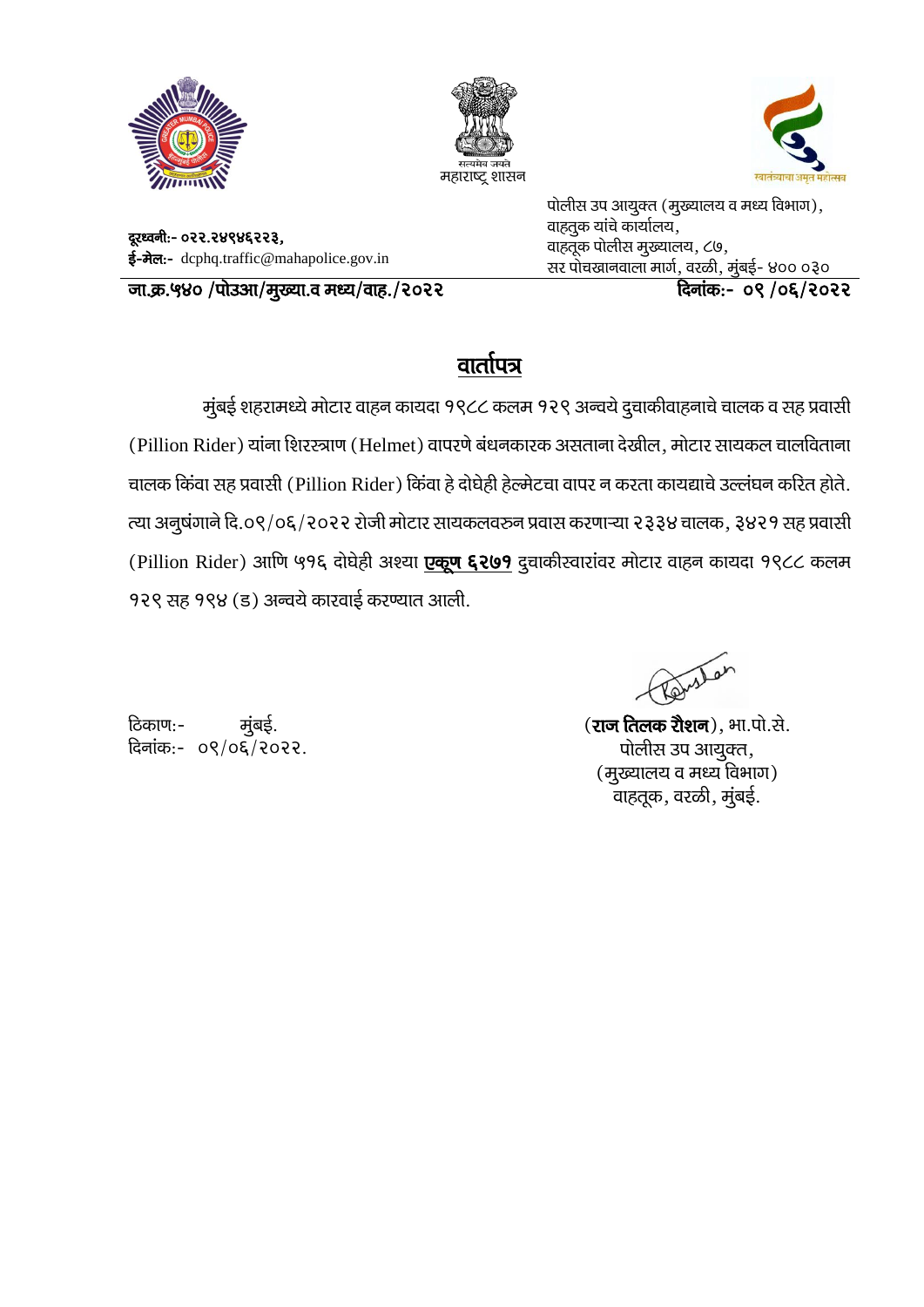सत्यमेव जयते
महाराष्ट्र शासन

स्वातंत्र्याचा अमृत महोत्सव

दूरध्वनी:- ०२२.२४९४६२२३,
ई-मेल:- dcphq.traffic@mahapolice.gov.in

पोलीस उप आयुक्त (मुख्यालय व मध्य विभाग),
वाहतुक यांचे कार्यालय,
वाहतूक पोलीस मुख्यालय, ८७,
सर पोचखानवाला मार्ग, वरळी, मुंबई- ४०० ०३०

**जा.क्र.५४० /पोउआ/मुख्या.व मध्य/वाह./२०२२** **दिनांक:- ०९ /०६/२०२२**

## वार्तापत्र

मुंबई शहरामध्ये मोटार वाहन कायदा १९८८ कलम १२९ अन्वये दुचाकीवाहनाचे चालक व सह प्रवासी (Pillion Rider) यांना शिरस्त्राण (Helmet) वापरणे बंधनकारक असताना देखील, मोटार सायकल चालविताना चालक किंवा सह प्रवासी (Pillion Rider) किंवा हे दोघेही हेल्मेटचा वापर न करता कायद्याचे उल्लंघन करित होते. त्या अनुषंगाने दि.०९/०६/२०२२ रोजी मोटार सायकलवरुन प्रवास करणाऱ्या २३३४ चालक, ३४२१ सह प्रवासी (Pillion Rider) आणि ५१६ दोघेही अश्या **एकूण ६२७१** दुचाकीस्वारांवर मोटार वाहन कायदा १९८८ कलम १२९ सह १९४ (ड) अन्वये कारवाई करण्यात आली.

ठिकाण:- मुंबई.
दिनांक:- ०९/०६/२०२२.

(**राज तिलक रौशन**), भा.पो.से.
पोलीस उप आयुक्त,
(मुख्यालय व मध्य विभाग)
वाहतूक, वरळी, मुंबई.